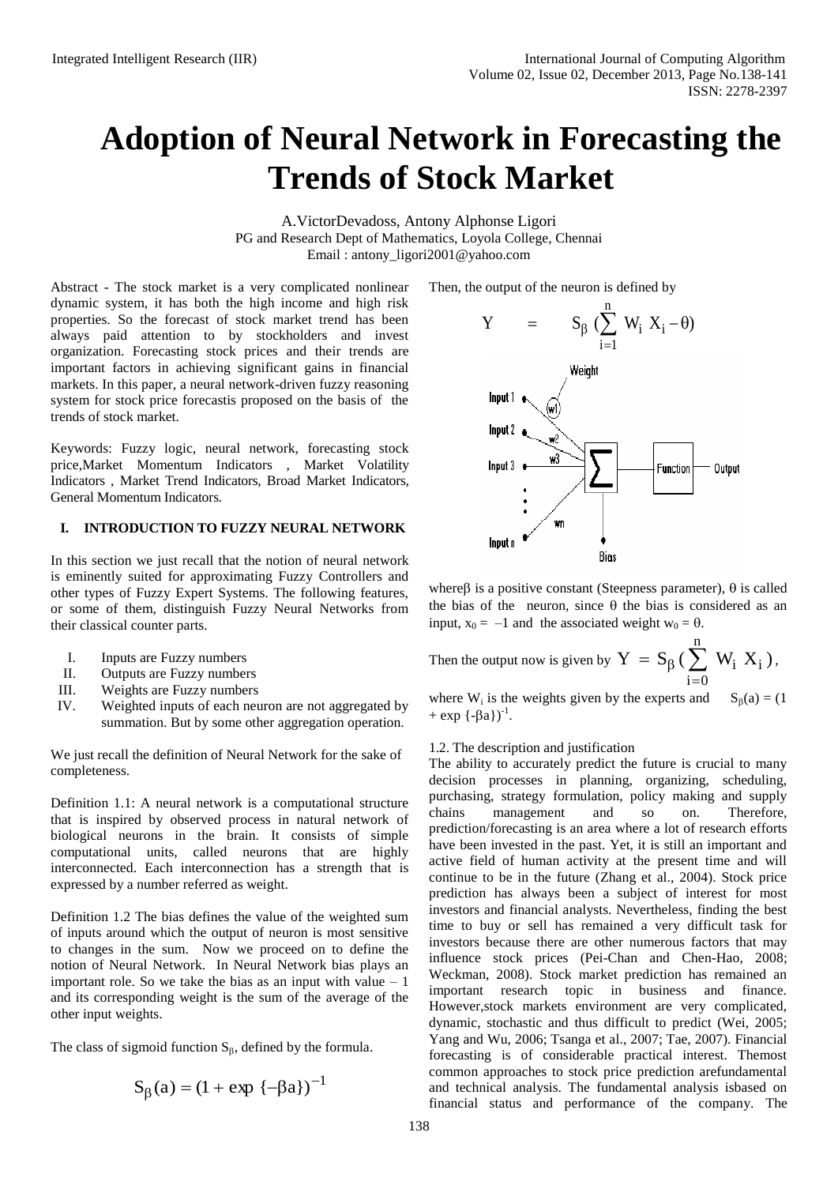# Adoption of Neural Network in Forecasting the Trends of Stock Market

A.VictorDevadoss, Antony Alphonse Ligori
PG and Research Dept of Mathematics, Loyola College, Chennai
Email : antony_ligori2001@yahoo.com

Abstract - The stock market is a very complicated nonlinear dynamic system, it has both the high income and high risk properties. So the forecast of stock market trend has been always paid attention to by stockholders and invest organization. Forecasting stock prices and their trends are important factors in achieving significant gains in financial markets. In this paper, a neural network-driven fuzzy reasoning system for stock price forecastis is proposed on the basis of the trends of stock market.

Keywords: Fuzzy logic, neural network, forecasting stock price,Market Momentum Indicators , Market Volatility Indicators , Market Trend Indicators, Broad Market Indicators, General Momentum Indicators.

## I. INTRODUCTION TO FUZZY NEURAL NETWORK

In this section we just recall that the notion of neural network is eminently suited for approximating Fuzzy Controllers and other types of Fuzzy Expert Systems. The following features, or some of them, distinguish Fuzzy Neural Networks from their classical counter parts.

I. Inputs are Fuzzy numbers
II. Outputs are Fuzzy numbers
III. Weights are Fuzzy numbers
IV. Weighted inputs of each neuron are not aggregated by summation. But by some other aggregation operation.

We just recall the definition of Neural Network for the sake of completeness.

Definition 1.1: A neural network is a computational structure that is inspired by observed process in natural network of biological neurons in the brain. It consists of simple computational units, called neurons that are highly interconnected. Each interconnection has a strength that is expressed by a number referred as weight.

Definition 1.2 The bias defines the value of the weighted sum of inputs around which the output of neuron is most sensitive to changes in the sum. Now we proceed on to define the notion of Neural Network. In Neural Network bias plays an important role. So we take the bias as an input with value – 1 and its corresponding weight is the sum of the average of the other input weights.

The class of sigmoid function $S_\beta$, defined by the formula.

$$S_\beta(a) = (1 + \exp\{-\beta a\})^{-1}$$

Then, the output of the neuron is defined by

$$Y = S_\beta\left(\sum_{i=1}^{n} W_i X_i - \theta\right)$$

where $\beta$ is a positive constant (Steepness parameter), $\theta$ is called the bias of the neuron, since $\theta$ the bias is considered as an input, $x_0 = -1$ and the associated weight $w_0 = \theta$.

Then the output now is given by $Y = S_\beta\left(\sum_{i=0}^{n} W_i X_i\right)$,

where $W_i$ is the weights given by the experts and $S_\beta(a) = (1 + \exp\{-\beta a\})^{-1}$.

1.2. The description and justification

The ability to accurately predict the future is crucial to many decision processes in planning, organizing, scheduling, purchasing, strategy formulation, policy making and supply chains management and so on. Therefore, prediction/forecasting is an area where a lot of research efforts have been invested in the past. Yet, it is still an important and active field of human activity at the present time and will continue to be in the future (Zhang et al., 2004). Stock price prediction has always been a subject of interest for most investors and financial analysts. Nevertheless, finding the best time to buy or sell has remained a very difficult task for investors because there are other numerous factors that may influence stock prices (Pei-Chan and Chen-Hao, 2008; Weckman, 2008). Stock market prediction has remained an important research topic in business and finance. However,stock markets environment are very complicated, dynamic, stochastic and thus difficult to predict (Wei, 2005; Yang and Wu, 2006; Tsanga et al., 2007; Tae, 2007). Financial forecasting is of considerable practical interest. Themost common approaches to stock price prediction arefundamental and technical analysis. The fundamental analysis isbased on financial status and performance of the company. The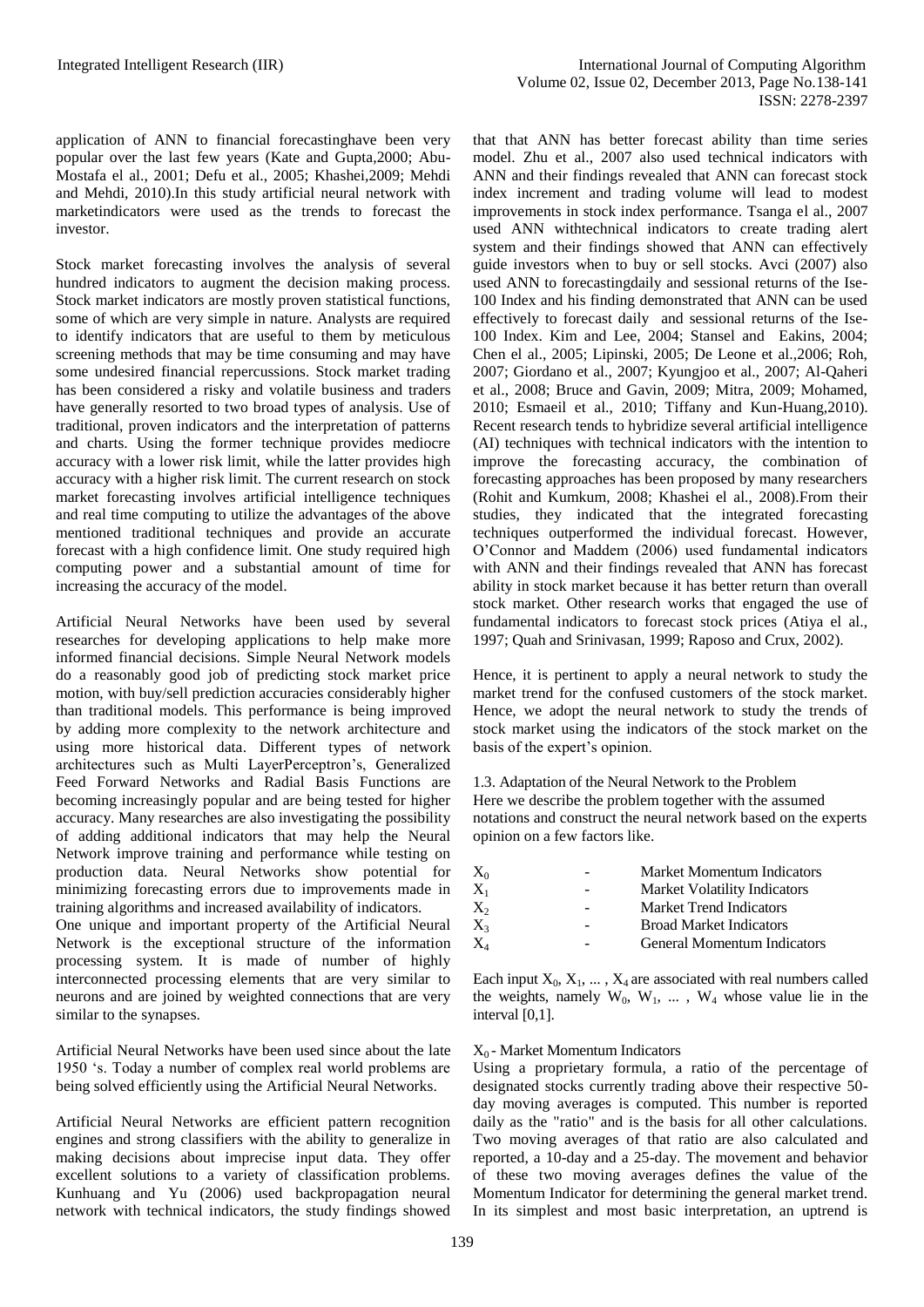application of ANN to financial forecastinghave been very popular over the last few years (Kate and Gupta,2000; Abu-Mostafa el al., 2001; Defu et al., 2005; Khashei,2009; Mehdi and Mehdi, 2010).In this study artificial neural network with marketindicators were used as the trends to forecast the investor.

Stock market forecasting involves the analysis of several hundred indicators to augment the decision making process. Stock market indicators are mostly proven statistical functions, some of which are very simple in nature. Analysts are required to identify indicators that are useful to them by meticulous screening methods that may be time consuming and may have some undesired financial repercussions. Stock market trading has been considered a risky and volatile business and traders have generally resorted to two broad types of analysis. Use of traditional, proven indicators and the interpretation of patterns and charts. Using the former technique provides mediocre accuracy with a lower risk limit, while the latter provides high accuracy with a higher risk limit. The current research on stock market forecasting involves artificial intelligence techniques and real time computing to utilize the advantages of the above mentioned traditional techniques and provide an accurate forecast with a high confidence limit. One study required high computing power and a substantial amount of time for increasing the accuracy of the model.

Artificial Neural Networks have been used by several researches for developing applications to help make more informed financial decisions. Simple Neural Network models do a reasonably good job of predicting stock market price motion, with buy/sell prediction accuracies considerably higher than traditional models. This performance is being improved by adding more complexity to the network architecture and using more historical data. Different types of network architectures such as Multi LayerPerceptron's, Generalized Feed Forward Networks and Radial Basis Functions are becoming increasingly popular and are being tested for higher accuracy. Many researches are also investigating the possibility of adding additional indicators that may help the Neural Network improve training and performance while testing on production data. Neural Networks show potential for minimizing forecasting errors due to improvements made in training algorithms and increased availability of indicators.
One unique and important property of the Artificial Neural Network is the exceptional structure of the information processing system. It is made of number of highly interconnected processing elements that are very similar to neurons and are joined by weighted connections that are very similar to the synapses.

Artificial Neural Networks have been used since about the late 1950 's. Today a number of complex real world problems are being solved efficiently using the Artificial Neural Networks.

Artificial Neural Networks are efficient pattern recognition engines and strong classifiers with the ability to generalize in making decisions about imprecise input data. They offer excellent solutions to a variety of classification problems. Kunhuang and Yu (2006) used backpropagation neural network with technical indicators, the study findings showed that that ANN has better forecast ability than time series model. Zhu et al., 2007 also used technical indicators with ANN and their findings revealed that ANN can forecast stock index increment and trading volume will lead to modest improvements in stock index performance. Tsanga el al., 2007 used ANN withtechnical indicators to create trading alert system and their findings showed that ANN can effectively guide investors when to buy or sell stocks. Avci (2007) also used ANN to forecastingdaily and sessional returns of the Ise-100 Index and his finding demonstrated that ANN can be used effectively to forecast daily and sessional returns of the Ise-100 Index. Kim and Lee, 2004; Stansel and Eakins, 2004; Chen el al., 2005; Lipinski, 2005; De Leone et al.,2006; Roh, 2007; Giordano et al., 2007; Kyungjoo et al., 2007; Al-Qaheri et al., 2008; Bruce and Gavin, 2009; Mitra, 2009; Mohamed, 2010; Esmaeil et al., 2010; Tiffany and Kun-Huang,2010). Recent research tends to hybridize several artificial intelligence (AI) techniques with technical indicators with the intention to improve the forecasting accuracy, the combination of forecasting approaches has been proposed by many researchers (Rohit and Kumkum, 2008; Khashei el al., 2008).From their studies, they indicated that the integrated forecasting techniques outperformed the individual forecast. However, O'Connor and Maddem (2006) used fundamental indicators with ANN and their findings revealed that ANN has forecast ability in stock market because it has better return than overall stock market. Other research works that engaged the use of fundamental indicators to forecast stock prices (Atiya el al., 1997; Quah and Srinivasan, 1999; Raposo and Crux, 2002).

Hence, it is pertinent to apply a neural network to study the market trend for the confused customers of the stock market. Hence, we adopt the neural network to study the trends of stock market using the indicators of the stock market on the basis of the expert's opinion.

### 1.3. Adaptation of the Neural Network to the Problem

Here we describe the problem together with the assumed notations and construct the neural network based on the experts opinion on a few factors like.

| | | |
|---|---|---|
| $X_0$ | - | Market Momentum Indicators |
| $X_1$ | - | Market Volatility Indicators |
| $X_2$ | - | Market Trend Indicators |
| $X_3$ | - | Broad Market Indicators |
| $X_4$ | - | General Momentum Indicators |

Each input $X_0, X_1, \ldots, X_4$ are associated with real numbers called the weights, namely $W_0, W_1, \ldots, W_4$ whose value lie in the interval [0,1].

#### $X_0$ - Market Momentum Indicators

Using a proprietary formula, a ratio of the percentage of designated stocks currently trading above their respective 50-day moving averages is computed. This number is reported daily as the "ratio" and is the basis for all other calculations. Two moving averages of that ratio are also calculated and reported, a 10-day and a 25-day. The movement and behavior of these two moving averages defines the value of the Momentum Indicator for determining the general market trend. In its simplest and most basic interpretation, an uptrend is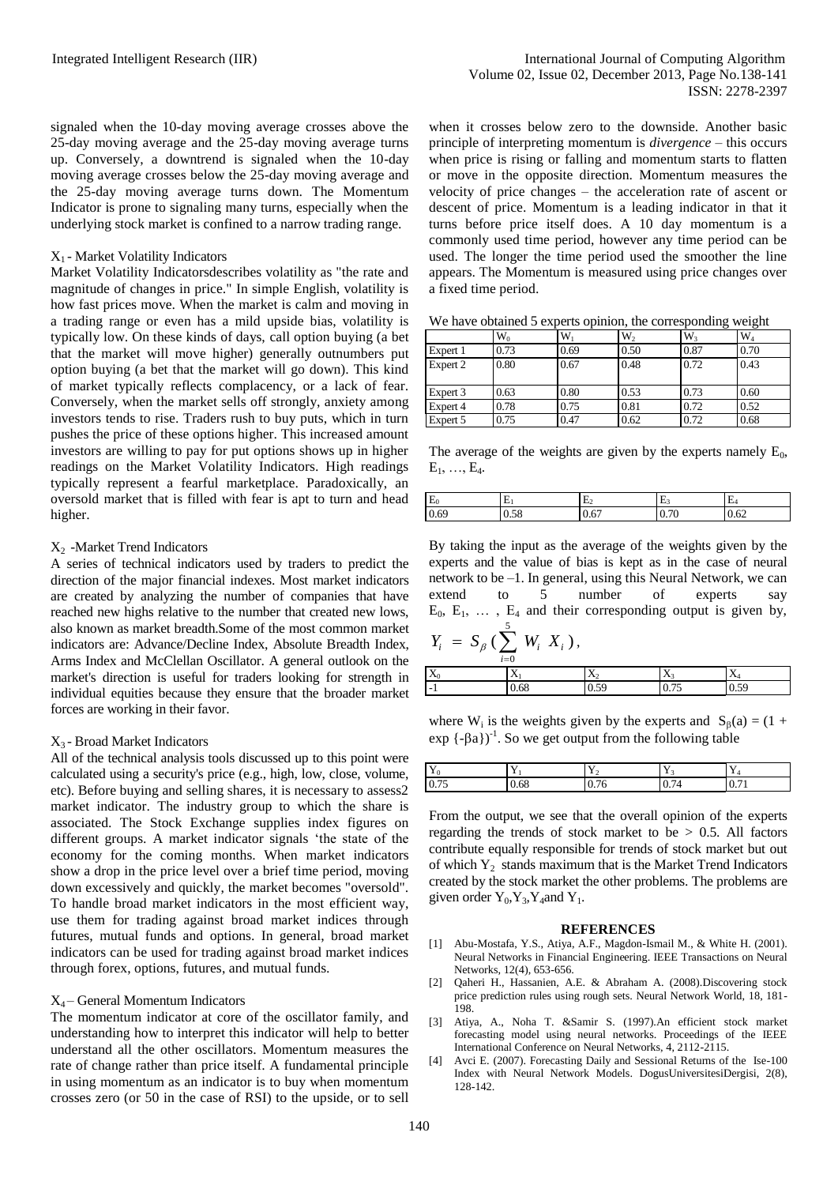signaled when the 10-day moving average crosses above the 25-day moving average and the 25-day moving average turns up. Conversely, a downtrend is signaled when the 10-day moving average crosses below the 25-day moving average and the 25-day moving average turns down. The Momentum Indicator is prone to signaling many turns, especially when the underlying stock market is confined to a narrow trading range.

$X_1$ - Market Volatility Indicators

Market Volatility Indicatorsdescribes volatility as "the rate and magnitude of changes in price." In simple English, volatility is how fast prices move. When the market is calm and moving in a trading range or even has a mild upside bias, volatility is typically low. On these kinds of days, call option buying (a bet that the market will move higher) generally outnumbers put option buying (a bet that the market will go down). This kind of market typically reflects complacency, or a lack of fear. Conversely, when the market sells off strongly, anxiety among investors tends to rise. Traders rush to buy puts, which in turn pushes the price of these options higher. This increased amount investors are willing to pay for put options shows up in higher readings on the Market Volatility Indicators. High readings typically represent a fearful marketplace. Paradoxically, an oversold market that is filled with fear is apt to turn and head higher.

$X_2$ -Market Trend Indicators

A series of technical indicators used by traders to predict the direction of the major financial indexes. Most market indicators are created by analyzing the number of companies that have reached new highs relative to the number that created new lows, also known as market breadth.Some of the most common market indicators are: Advance/Decline Index, Absolute Breadth Index, Arms Index and McClellan Oscillator. A general outlook on the market's direction is useful for traders looking for strength in individual equities because they ensure that the broader market forces are working in their favor.

$X_3$ - Broad Market Indicators

All of the technical analysis tools discussed up to this point were calculated using a security's price (e.g., high, low, close, volume, etc). Before buying and selling shares, it is necessary to assess2 market indicator. The industry group to which the share is associated. The Stock Exchange supplies index figures on different groups. A market indicator signals 'the state of the economy for the coming months. When market indicators show a drop in the price level over a brief time period, moving down excessively and quickly, the market becomes "oversold". To handle broad market indicators in the most efficient way, use them for trading against broad market indices through futures, mutual funds and options. In general, broad market indicators can be used for trading against broad market indices through forex, options, futures, and mutual funds.

$X_4$ – General Momentum Indicators

The momentum indicator at core of the oscillator family, and understanding how to interpret this indicator will help to better understand all the other oscillators. Momentum measures the rate of change rather than price itself. A fundamental principle in using momentum as an indicator is to buy when momentum crosses zero (or 50 in the case of RSI) to the upside, or to sell when it crosses below zero to the downside. Another basic principle of interpreting momentum is *divergence* – this occurs when price is rising or falling and momentum starts to flatten or move in the opposite direction. Momentum measures the velocity of price changes – the acceleration rate of ascent or descent of price. Momentum is a leading indicator in that it turns before price itself does. A 10 day momentum is a commonly used time period, however any time period can be used. The longer the time period used the smoother the line appears. The Momentum is measured using price changes over a fixed time period.

We have obtained 5 experts opinion, the corresponding weight

| | $W_0$ | $W_1$ | $W_2$ | $W_3$ | $W_4$ |
|---|---|---|---|---|---|
| Expert 1 | 0.73 | 0.69 | 0.50 | 0.87 | 0.70 |
| Expert 2 | 0.80 | 0.67 | 0.48 | 0.72 | 0.43 |
| Expert 3 | 0.63 | 0.80 | 0.53 | 0.73 | 0.60 |
| Expert 4 | 0.78 | 0.75 | 0.81 | 0.72 | 0.52 |
| Expert 5 | 0.75 | 0.47 | 0.62 | 0.72 | 0.68 |

The average of the weights are given by the experts namely $E_0$, $E_1$, …, $E_4$.

| $E_0$ | $E_1$ | $E_2$ | $E_3$ | $E_4$ |
|---|---|---|---|---|
| 0.69 | 0.58 | 0.67 | 0.70 | 0.62 |

By taking the input as the average of the weights given by the experts and the value of bias is kept as in the case of neural network to be –1. In general, using this Neural Network, we can extend to 5 number of experts say $E_0$, $E_1$, … , $E_4$ and their corresponding output is given by,

$$Y_i = S_\beta \left( \sum_{i=0}^{5} W_i \; X_i \right),$$

| $X_0$ | $X_1$ | $X_2$ | $X_3$ | $X_4$ |
|---|---|---|---|---|
| -1 | 0.68 | 0.59 | 0.75 | 0.59 |

where $W_i$ is the weights given by the experts and $S_\beta(a) = (1 + \exp\{-\beta a\})^{-1}$. So we get output from the following table

| $Y_0$ | $Y_1$ | $Y_2$ | $Y_3$ | $Y_4$ |
|---|---|---|---|---|
| 0.75 | 0.68 | 0.76 | 0.74 | 0.71 |

From the output, we see that the overall opinion of the experts regarding the trends of stock market to be > 0.5. All factors contribute equally responsible for trends of stock market but out of which $Y_2$ stands maximum that is the Market Trend Indicators created by the stock market the other problems. The problems are given order $Y_0$,$Y_3$,$Y_4$and $Y_1$.

## REFERENCES

[1] Abu-Mostafa, Y.S., Atiya, A.F., Magdon-Ismail M., & White H. (2001). Neural Networks in Financial Engineering. IEEE Transactions on Neural Networks, 12(4), 653-656.

[2] Qaheri H., Hassanien, A.E. & Abraham A. (2008).Discovering stock price prediction rules using rough sets. Neural Network World, 18, 181-198.

[3] Atiya, A., Noha T. &Samir S. (1997).An efficient stock market forecasting model using neural networks. Proceedings of the IEEE International Conference on Neural Networks, 4, 2112-2115.

[4] Avci E. (2007). Forecasting Daily and Sessional Returns of the Ise-100 Index with Neural Network Models. DogusUniversitesiDergisi, 2(8), 128-142.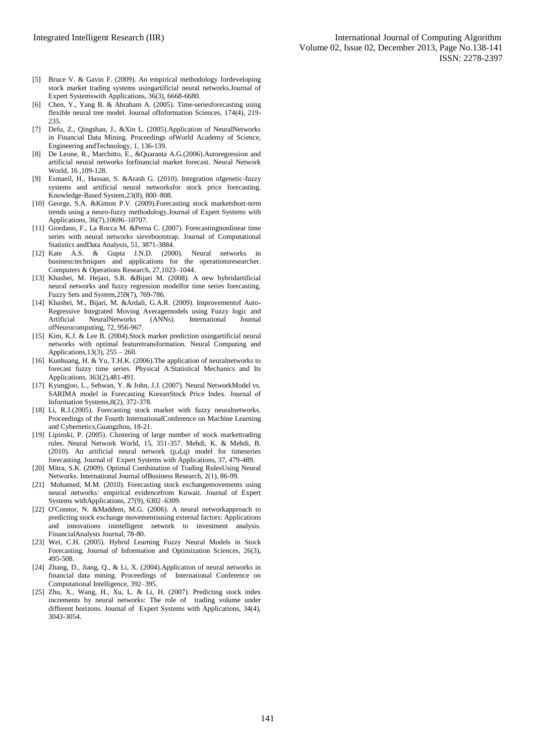[5] Bruce V. & Gavin F. (2009). An empirical methodology fordeveloping stock market trading systems usingartificial neural networks.Journal of Expert Systemswith Applications, 36(3), 6668-6680.

[6] Chen, Y., Yang B. & Abraham A. (2005). Time-seriesforecasting using flexible neural tree model. Journal ofInformation Sciences, 174(4), 219-235.

[7] Defu, Z., Qingshan, J., &Xin L. (2005).Application of NeuralNetworks in Financial Data Mining. Proceedings ofWorld Academy of Science, Engineering andTechnology, 1, 136-139.

[8] De Leone, R., Marchitto, E., &Quaranta A.G.(2006).Autoregression and artificial neural networks forfinancial market forecast. Neural Network World, 16 ,109-128.

[9] Esmaeil, H., Hassan, S. &Arash G. (2010). Integration ofgenetic-fuzzy systems and artificial neural networksfor stock price forecasting. Knowledge-Based System,23(8), 800–808.

[10] George, S.A. &Kimon P.V. (2009).Forecasting stock marketshort-term trends using a neuro-fuzzy methodology.Journal of Expert Systems with Applications, 36(7),10696–10707.

[11] Giordano, F., La Rocca M. &Perna C. (2007). Forecastingnonlinear time series with neural networks sievebootstrap. Journal of Computational Statistics andData Analysis, 51, 3871-3884.

[12] Kate A.S. & Gupta J.N.D. (2000). Neural networks in business:techniques and applications for the operationsresearcher. Computers & Operations Research, 27,1023–1044.

[13] Khashei, M. Hejazi, S.R. &Bijari M. (2008). A new hybridartificial neural networks and fuzzy regression modelfor time series forecasting. Fuzzy Sets and System,259(7), 769-786.

[14] Khashei, M., Bijari, M. &Ardali, G.A.R. (2009). Improvementof Auto-Regressive Integrated Moving Averagemodels using Fuzzy logic and Artificial NeuralNetworks (ANNs). International Journal ofNeurocomputing, 72, 956-967.

[15] Kim, K.J. & Lee B. (2004).Stock market prediction usingartificial neural networks with optimal featuretransformation. Neural Computing and Applications,13(3), 255 – 260.

[16] Kunhuang, H. & Yu, T.H.K. (2006).The application of neuralnetworks to forecast fuzzy time series. Physical A:Statistical Mechanics and Its Applications, 363(2),481-491.

[17] Kyungjoo, L., Sehwan, Y. & John, J.J. (2007). Neural NetworkModel vs. SARIMA model in Forecasting KoreanStock Price Index. Journal of Information Systems,8(2), 372-378.

[18] Li, R.J.(2005). Forecasting stock market with fuzzy neuralnetworks. Proceedings of the Fourth InternationalConference on Machine Learning and Cybernetics,Guangzhou, 18-21.

[19] Lipinski, P. (2005). Clustering of large number of stock markettrading rules. Neural Network World, 15, 351-357. Mehdi, K. & Mehdi, B. (2010). An artificial neural network (p,d,q) model for timeseries forecasting. Journal of Expert Systems with Applications, 37, 479-489.

[20] Mitra, S.K. (2009). Optimal Combination of Trading RulesUsing Neural Networks. International Journal ofBusiness Research, 2(1), 86-99.

[21] Mohamed, M.M. (2010). Forecasting stock exchangemovements using neural networks: empirical evidencefrom Kuwait. Journal of Expert Systems withApplications, 27(9), 6302–6309.

[22] O'Connor, N. &Maddem, M.G. (2006). A neural networkapproach to predicting stock exchange movementsusing external factors: Applications and innovations inintelligent network to investment analysis. FinancialAnalysts Journal, 78-80.

[23] Wei, C.H. (2005). Hybrid Learning Fuzzy Neural Models in Stock Forecasting. Journal of Information and Optimization Sciences, 26(3), 495-508.

[24] Zhang, D., Jiang, Q., & Li, X. (2004).Application of neural networks in financial data mining. Proceedings of International Conference on Computational Intelligence, 392–395.

[25] Zhu, X., Wang, H., Xu, L. & Li, H. (2007). Predicting stock index increments by neural networks: The role of trading volume under different horizons. Journal of Expert Systems with Applications, 34(4), 3043-3054.